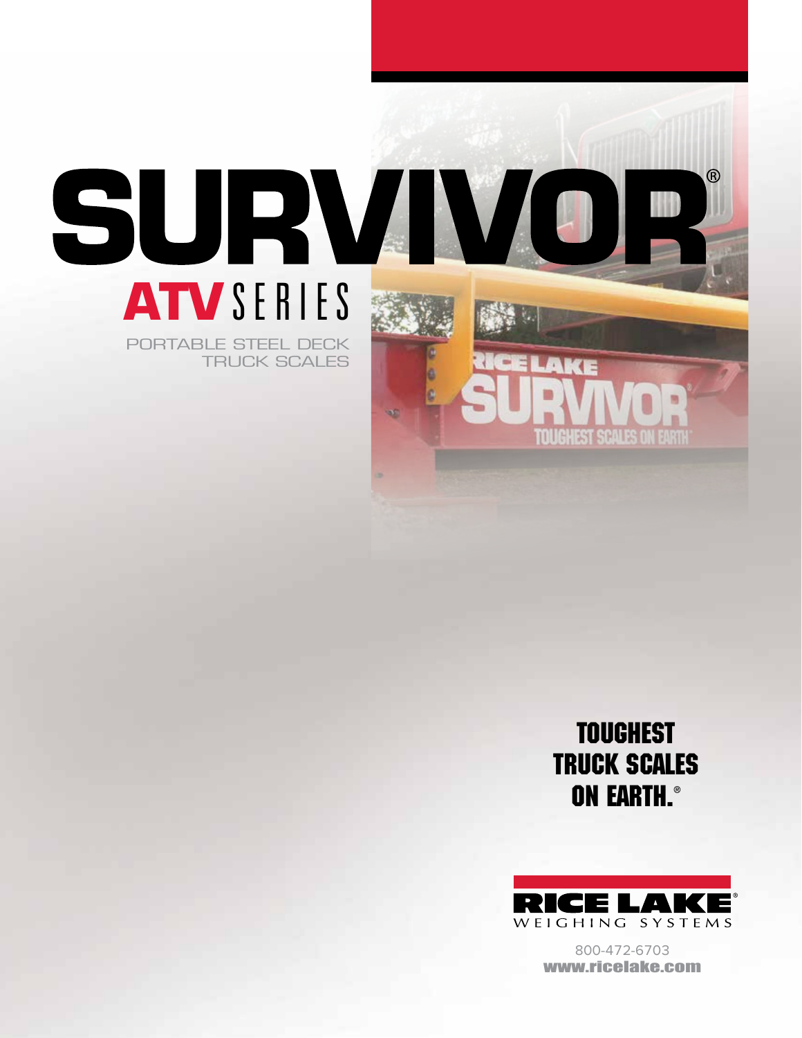# SURVIVOR®

## ATV SERIES

PORTABLE STEEL DECK TRUCK SCALES

**TOUGHEST TRUCK SCALES ON EARTH.®**

RICE LAKE®
WEIGHING SYSTEMS

800-472-6703
www.ricelake.com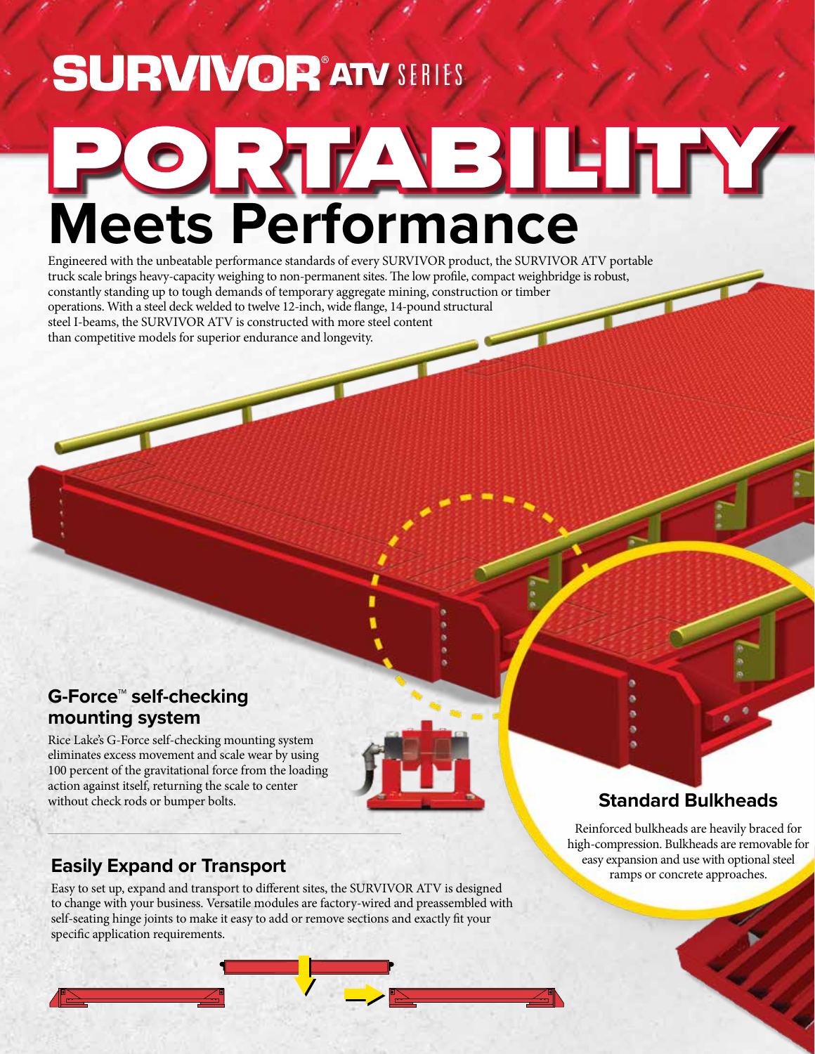# SURVIVOR® ATV SERIES

# PORTABILITY Meets Performance

Engineered with the unbeatable performance standards of every SURVIVOR product, the SURVIVOR ATV portable truck scale brings heavy-capacity weighing to non-permanent sites. The low profile, compact weighbridge is robust, constantly standing up to tough demands of temporary aggregate mining, construction or timber operations. With a steel deck welded to twelve 12-inch, wide flange, 14-pound structural steel I-beams, the SURVIVOR ATV is constructed with more steel content than competitive models for superior endurance and longevity.

## G-Force™ self-checking mounting system

Rice Lake's G-Force self-checking mounting system eliminates excess movement and scale wear by using 100 percent of the gravitational force from the loading action against itself, returning the scale to center without check rods or bumper bolts.

## Standard Bulkheads

Reinforced bulkheads are heavily braced for high-compression. Bulkheads are removable for easy expansion and use with optional steel ramps or concrete approaches.

## Easily Expand or Transport

Easy to set up, expand and transport to different sites, the SURVIVOR ATV is designed to change with your business. Versatile modules are factory-wired and preassembled with self-seating hinge joints to make it easy to add or remove sections and exactly fit your specific application requirements.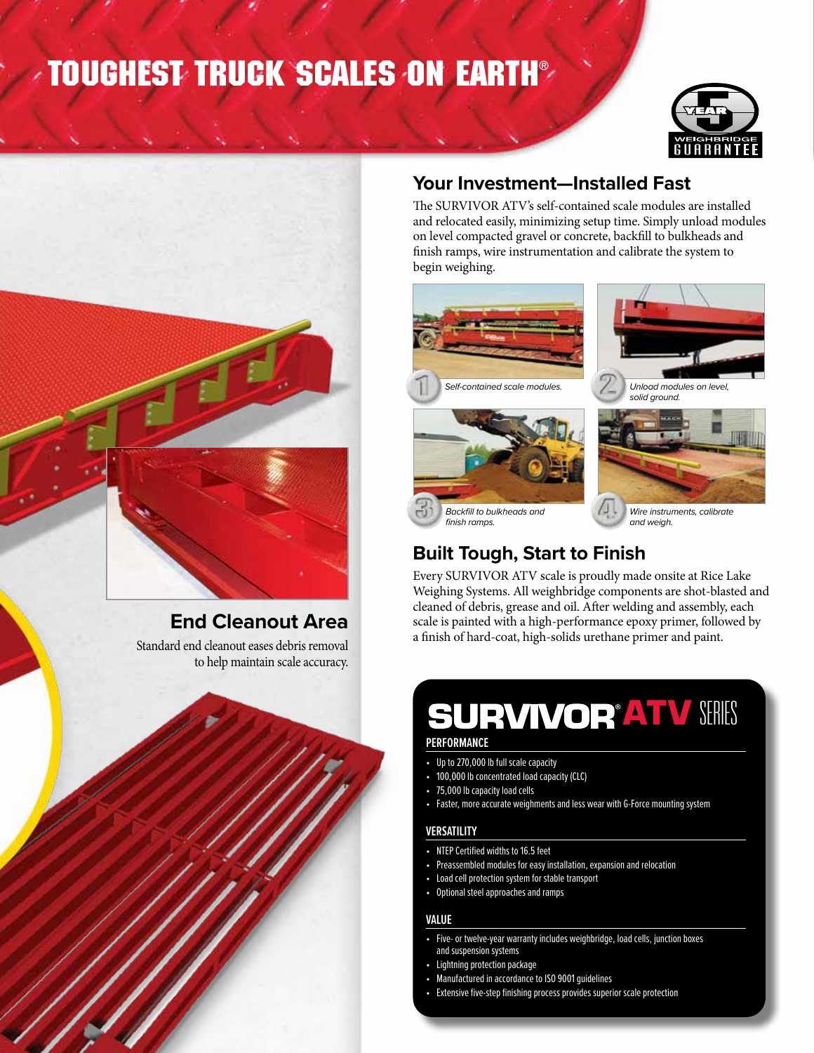# TOUGHEST TRUCK SCALES ON EARTH®

5 YEAR WEIGHBRIDGE GUARANTEE

## Your Investment—Installed Fast

The SURVIVOR ATV's self-contained scale modules are installed and relocated easily, minimizing setup time. Simply unload modules on level compacted gravel or concrete, backfill to bulkheads and finish ramps, wire instrumentation and calibrate the system to begin weighing.

1. *Self-contained scale modules.*
2. *Unload modules on level, solid ground.*
3. *Backfill to bulkheads and finish ramps.*
4. *Wire instruments, calibrate and weigh.*

## Built Tough, Start to Finish

Every SURVIVOR ATV scale is proudly made onsite at Rice Lake Weighing Systems. All weighbridge components are shot-blasted and cleaned of debris, grease and oil. After welding and assembly, each scale is painted with a high-performance epoxy primer, followed by a finish of hard-coat, high-solids urethane primer and paint.

## End Cleanout Area

Standard end cleanout eases debris removal to help maintain scale accuracy.

## SURVIVOR® ATV SERIES

### PERFORMANCE

- Up to 270,000 lb full scale capacity
- 100,000 lb concentrated load capacity (CLC)
- 75,000 lb capacity load cells
- Faster, more accurate weighments and less wear with G-Force mounting system

### VERSATILITY

- NTEP Certified widths to 16.5 feet
- Preassembled modules for easy installation, expansion and relocation
- Load cell protection system for stable transport
- Optional steel approaches and ramps

### VALUE

- Five- or twelve-year warranty includes weighbridge, load cells, junction boxes and suspension systems
- Lightning protection package
- Manufactured in accordance to ISO 9001 guidelines
- Extensive five-step finishing process provides superior scale protection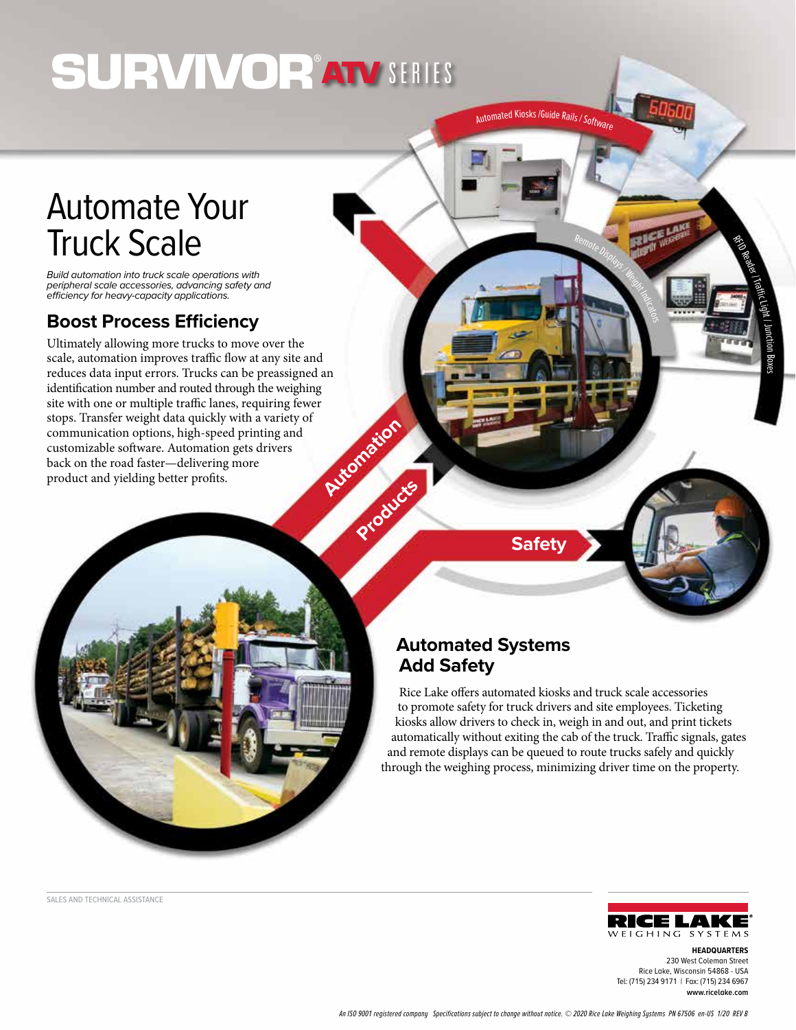# SURVIVOR® ATV SERIES

## Automate Your Truck Scale

*Build automation into truck scale operations with peripheral scale accessories, advancing safety and efficiency for heavy-capacity applications.*

### Boost Process Efficiency

Ultimately allowing more trucks to move over the scale, automation improves traffic flow at any site and reduces data input errors. Trucks can be preassigned an identification number and routed through the weighing site with one or multiple traffic lanes, requiring fewer stops. Transfer weight data quickly with a variety of communication options, high-speed printing and customizable software. Automation gets drivers back on the road faster—delivering more product and yielding better profits.

Automated Kiosks /Guide Rails / Software

Remote Displays / Weight Indicators

RFID Reader / Traffic Light / Junction Boxes

Automation

Products

Safety

### Automated Systems Add Safety

Rice Lake offers automated kiosks and truck scale accessories to promote safety for truck drivers and site employees. Ticketing kiosks allow drivers to check in, weigh in and out, and print tickets automatically without exiting the cab of the truck. Traffic signals, gates and remote displays can be queued to route trucks safely and quickly through the weighing process, minimizing driver time on the property.

SALES AND TECHNICAL ASSISTANCE

RICE LAKE WEIGHING SYSTEMS

**HEADQUARTERS**
230 West Coleman Street
Rice Lake, Wisconsin 54868 - USA
Tel: (715) 234 9171 | Fax: (715) 234 6967
**www.ricelake.com**

*An ISO 9001 registered company Specifications subject to change without notice. © 2020 Rice Lake Weighing Systems PN 67506 en-US 1/20 REV B*